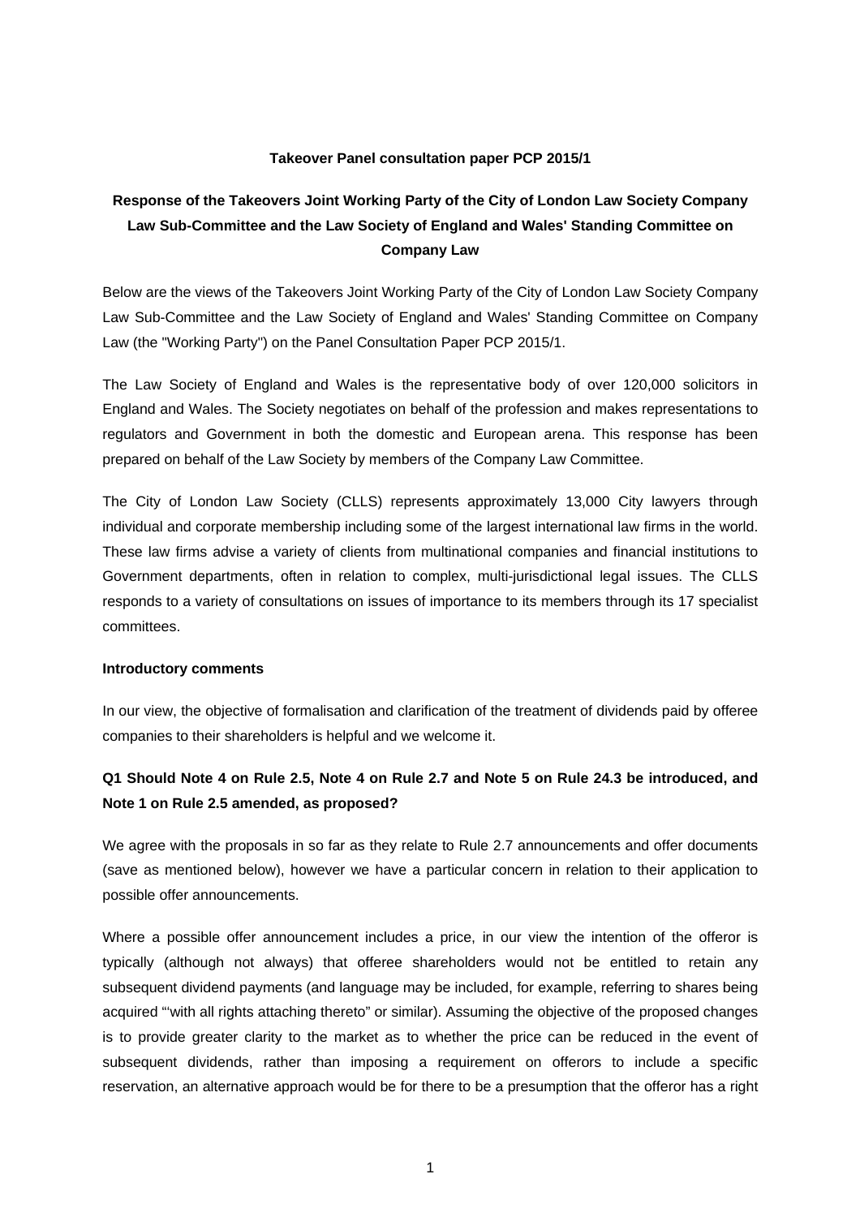**Takeover Panel consultation paper PCP 2015/1**

**Response of the Takeovers Joint Working Party of the City of London Law Society Company Law Sub-Committee and the Law Society of England and Wales' Standing Committee on Company Law**

Below are the views of the Takeovers Joint Working Party of the City of London Law Society Company Law Sub-Committee and the Law Society of England and Wales' Standing Committee on Company Law (the "Working Party") on the Panel Consultation Paper PCP 2015/1.

The Law Society of England and Wales is the representative body of over 120,000 solicitors in England and Wales. The Society negotiates on behalf of the profession and makes representations to regulators and Government in both the domestic and European arena. This response has been prepared on behalf of the Law Society by members of the Company Law Committee.

The City of London Law Society (CLLS) represents approximately 13,000 City lawyers through individual and corporate membership including some of the largest international law firms in the world. These law firms advise a variety of clients from multinational companies and financial institutions to Government departments, often in relation to complex, multi-jurisdictional legal issues. The CLLS responds to a variety of consultations on issues of importance to its members through its 17 specialist committees.

**Introductory comments**

In our view, the objective of formalisation and clarification of the treatment of dividends paid by offeree companies to their shareholders is helpful and we welcome it.

**Q1 Should Note 4 on Rule 2.5, Note 4 on Rule 2.7 and Note 5 on Rule 24.3 be introduced, and Note 1 on Rule 2.5 amended, as proposed?**

We agree with the proposals in so far as they relate to Rule 2.7 announcements and offer documents (save as mentioned below), however we have a particular concern in relation to their application to possible offer announcements.

Where a possible offer announcement includes a price, in our view the intention of the offeror is typically (although not always) that offeree shareholders would not be entitled to retain any subsequent dividend payments (and language may be included, for example, referring to shares being acquired "'with all rights attaching thereto" or similar). Assuming the objective of the proposed changes is to provide greater clarity to the market as to whether the price can be reduced in the event of subsequent dividends, rather than imposing a requirement on offerors to include a specific reservation, an alternative approach would be for there to be a presumption that the offeror has a right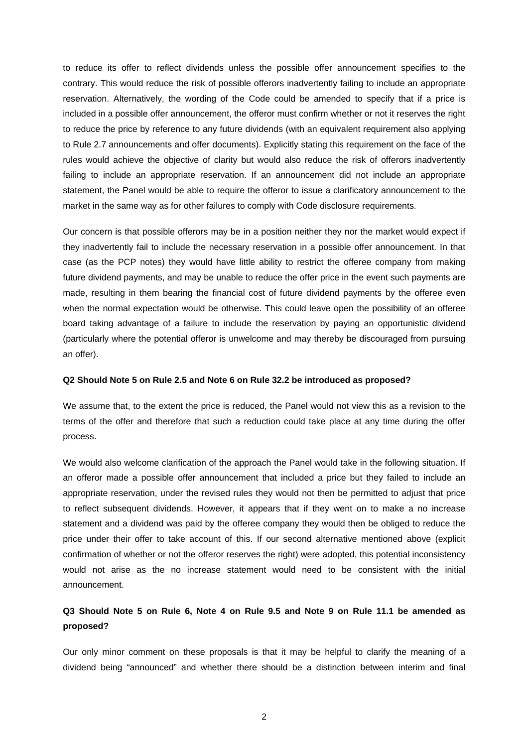to reduce its offer to reflect dividends unless the possible offer announcement specifies to the contrary. This would reduce the risk of possible offerors inadvertently failing to include an appropriate reservation. Alternatively, the wording of the Code could be amended to specify that if a price is included in a possible offer announcement, the offeror must confirm whether or not it reserves the right to reduce the price by reference to any future dividends (with an equivalent requirement also applying to Rule 2.7 announcements and offer documents). Explicitly stating this requirement on the face of the rules would achieve the objective of clarity but would also reduce the risk of offerors inadvertently failing to include an appropriate reservation. If an announcement did not include an appropriate statement, the Panel would be able to require the offeror to issue a clarificatory announcement to the market in the same way as for other failures to comply with Code disclosure requirements.

Our concern is that possible offerors may be in a position neither they nor the market would expect if they inadvertently fail to include the necessary reservation in a possible offer announcement. In that case (as the PCP notes) they would have little ability to restrict the offeree company from making future dividend payments, and may be unable to reduce the offer price in the event such payments are made, resulting in them bearing the financial cost of future dividend payments by the offeree even when the normal expectation would be otherwise. This could leave open the possibility of an offeree board taking advantage of a failure to include the reservation by paying an opportunistic dividend (particularly where the potential offeror is unwelcome and may thereby be discouraged from pursuing an offer).

**Q2 Should Note 5 on Rule 2.5 and Note 6 on Rule 32.2 be introduced as proposed?**

We assume that, to the extent the price is reduced, the Panel would not view this as a revision to the terms of the offer and therefore that such a reduction could take place at any time during the offer process.

We would also welcome clarification of the approach the Panel would take in the following situation. If an offeror made a possible offer announcement that included a price but they failed to include an appropriate reservation, under the revised rules they would not then be permitted to adjust that price to reflect subsequent dividends. However, it appears that if they went on to make a no increase statement and a dividend was paid by the offeree company they would then be obliged to reduce the price under their offer to take account of this. If our second alternative mentioned above (explicit confirmation of whether or not the offeror reserves the right) were adopted, this potential inconsistency would not arise as the no increase statement would need to be consistent with the initial announcement.

**Q3 Should Note 5 on Rule 6, Note 4 on Rule 9.5 and Note 9 on Rule 11.1 be amended as proposed?**

Our only minor comment on these proposals is that it may be helpful to clarify the meaning of a dividend being "announced" and whether there should be a distinction between interim and final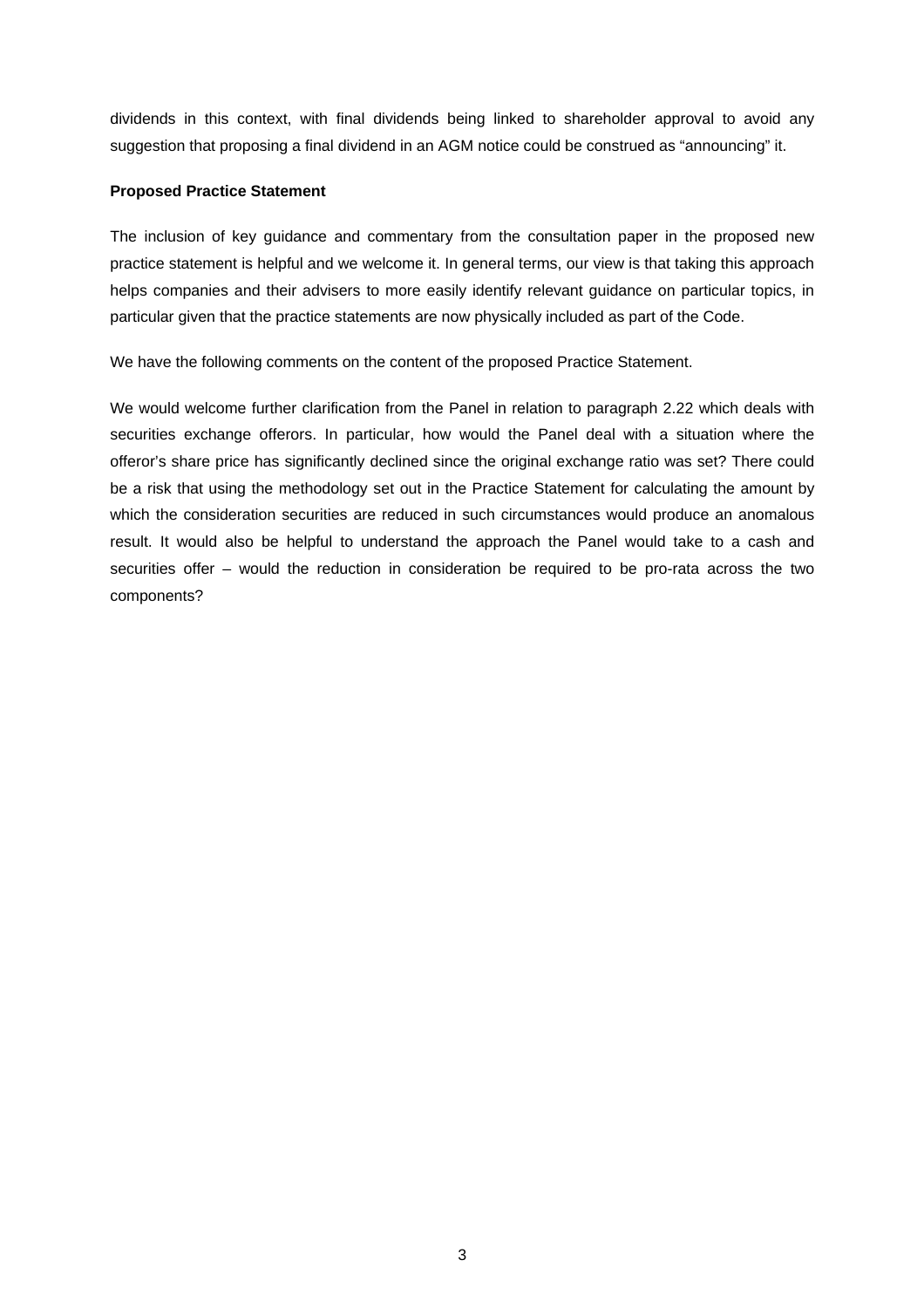dividends in this context, with final dividends being linked to shareholder approval to avoid any suggestion that proposing a final dividend in an AGM notice could be construed as "announcing" it.

**Proposed Practice Statement**

The inclusion of key guidance and commentary from the consultation paper in the proposed new practice statement is helpful and we welcome it. In general terms, our view is that taking this approach helps companies and their advisers to more easily identify relevant guidance on particular topics, in particular given that the practice statements are now physically included as part of the Code.

We have the following comments on the content of the proposed Practice Statement.

We would welcome further clarification from the Panel in relation to paragraph 2.22 which deals with securities exchange offerors. In particular, how would the Panel deal with a situation where the offeror's share price has significantly declined since the original exchange ratio was set? There could be a risk that using the methodology set out in the Practice Statement for calculating the amount by which the consideration securities are reduced in such circumstances would produce an anomalous result. It would also be helpful to understand the approach the Panel would take to a cash and securities offer – would the reduction in consideration be required to be pro-rata across the two components?